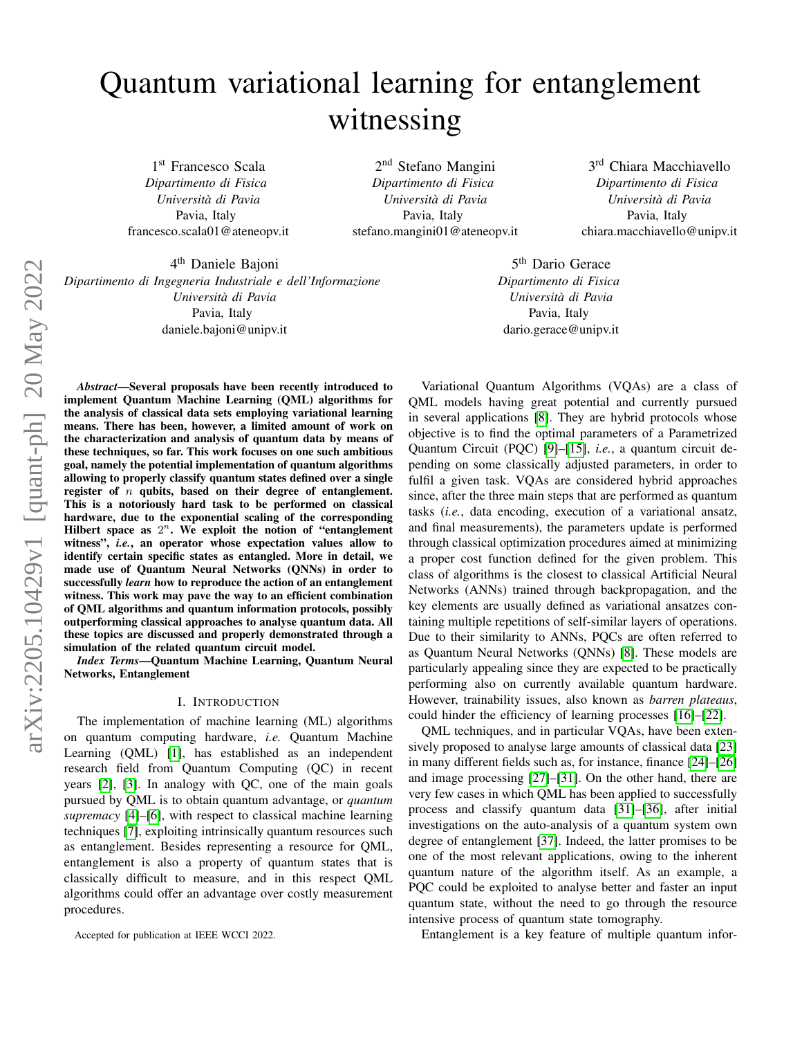# Quantum variational learning for entanglement witnessing

1[st] Francesco Scala
*Dipartimento di Fisica*
*Università di Pavia*
Pavia, Italy
francesco.scala01@ateneopv.it

2[nd] Stefano Mangini
*Dipartimento di Fisica*
*Università di Pavia*
Pavia, Italy
stefano.mangini01@ateneopv.it

3[rd] Chiara Macchiavello
*Dipartimento di Fisica*
*Università di Pavia*
Pavia, Italy
chiara.macchiavello@unipv.it

4[th] Daniele Bajoni
*Dipartimento di Ingegneria Industriale e dell'Informazione*
*Università di Pavia*
Pavia, Italy
daniele.bajoni@unipv.it

5[th] Dario Gerace
*Dipartimento di Fisica*
*Università di Pavia*
Pavia, Italy
dario.gerace@unipv.it

***Abstract*—Several proposals have been recently introduced to implement Quantum Machine Learning (QML) algorithms for the analysis of classical data sets employing variational learning means. There has been, however, a limited amount of work on the characterization and analysis of quantum data by means of these techniques, so far. This work focuses on one such ambitious goal, namely the potential implementation of quantum algorithms allowing to properly classify quantum states defined over a single register of $n$ qubits, based on their degree of entanglement. This is a notoriously hard task to be performed on classical hardware, due to the exponential scaling of the corresponding Hilbert space as $2^n$. We exploit the notion of "entanglement witness", *i.e.*, an operator whose expectation values allow to identify certain specific states as entangled. More in detail, we made use of Quantum Neural Networks (QNNs) in order to successfully *learn* how to reproduce the action of an entanglement witness. This work may pave the way to an efficient combination of QML algorithms and quantum information protocols, possibly outperforming classical approaches to analyse quantum data. All these topics are discussed and properly demonstrated through a simulation of the related quantum circuit model.**

***Index Terms*—Quantum Machine Learning, Quantum Neural Networks, Entanglement**

## I. Introduction

The implementation of machine learning (ML) algorithms on quantum computing hardware, *i.e.* Quantum Machine Learning (QML) [1], has established as an independent research field from Quantum Computing (QC) in recent years [2], [3]. In analogy with QC, one of the main goals pursued by QML is to obtain quantum advantage, or *quantum supremacy* [4]–[6], with respect to classical machine learning techniques [7], exploiting intrinsically quantum resources such as entanglement. Besides representing a resource for QML, entanglement is also a property of quantum states that is classically difficult to measure, and in this respect QML algorithms could offer an advantage over costly measurement procedures.

Accepted for publication at IEEE WCCI 2022.

Variational Quantum Algorithms (VQAs) are a class of QML models having great potential and currently pursued in several applications [8]. They are hybrid protocols whose objective is to find the optimal parameters of a Parametrized Quantum Circuit (PQC) [9]–[15], *i.e.*, a quantum circuit depending on some classically adjusted parameters, in order to fulfil a given task. VQAs are considered hybrid approaches since, after the three main steps that are performed as quantum tasks (*i.e.*, data encoding, execution of a variational ansatz, and final measurements), the parameters update is performed through classical optimization procedures aimed at minimizing a proper cost function defined for the given problem. This class of algorithms is the closest to classical Artificial Neural Networks (ANNs) trained through backpropagation, and the key elements are usually defined as variational ansatzes containing multiple repetitions of self-similar layers of operations. Due to their similarity to ANNs, PQCs are often referred to as Quantum Neural Networks (QNNs) [8]. These models are particularly appealing since they are expected to be practically performing also on currently available quantum hardware. However, trainability issues, also known as *barren plateaus*, could hinder the efficiency of learning processes [16]–[22].

QML techniques, and in particular VQAs, have been extensively proposed to analyse large amounts of classical data [23] in many different fields such as, for instance, finance [24]–[26] and image processing [27]–[31]. On the other hand, there are very few cases in which QML has been applied to successfully process and classify quantum data [31]–[36], after initial investigations on the auto-analysis of a quantum system own degree of entanglement [37]. Indeed, the latter promises to be one of the most relevant applications, owing to the inherent quantum nature of the algorithm itself. As an example, a PQC could be exploited to analyse better and faster an input quantum state, without the need to go through the resource intensive process of quantum state tomography.

Entanglement is a key feature of multiple quantum infor-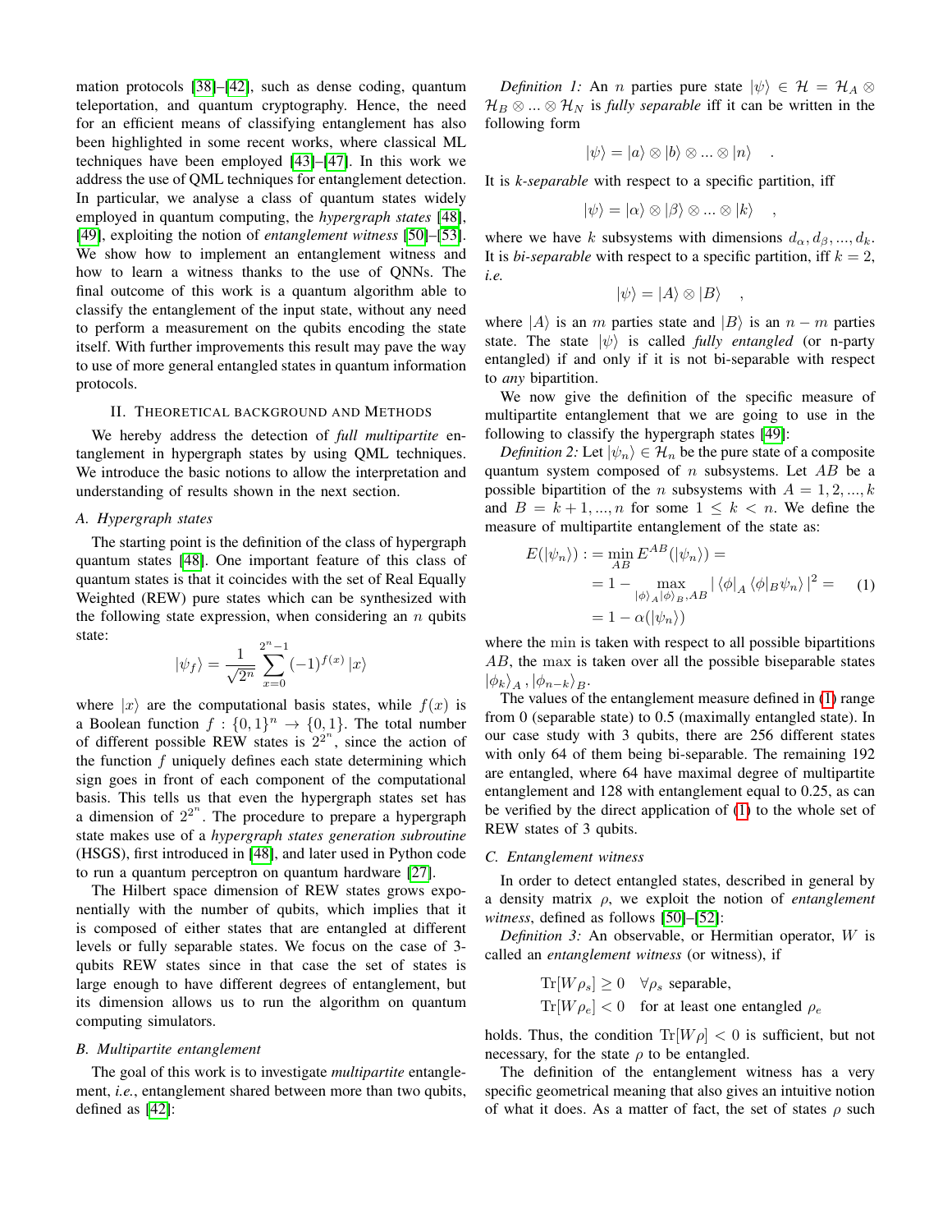mation protocols [38]–[42], such as dense coding, quantum teleportation, and quantum cryptography. Hence, the need for an efficient means of classifying entanglement has also been highlighted in some recent works, where classical ML techniques have been employed [43]–[47]. In this work we address the use of QML techniques for entanglement detection. In particular, we analyse a class of quantum states widely employed in quantum computing, the *hypergraph states* [48], [49], exploiting the notion of *entanglement witness* [50]–[53]. We show how to implement an entanglement witness and how to learn a witness thanks to the use of QNNs. The final outcome of this work is a quantum algorithm able to classify the entanglement of the input state, without any need to perform a measurement on the qubits encoding the state itself. With further improvements this result may pave the way to use of more general entangled states in quantum information protocols.

## II. Theoretical Background and Methods

We hereby address the detection of *full multipartite* entanglement in hypergraph states by using QML techniques. We introduce the basic notions to allow the interpretation and understanding of results shown in the next section.

### A. Hypergraph states

The starting point is the definition of the class of hypergraph quantum states [48]. One important feature of this class of quantum states is that it coincides with the set of Real Equally Weighted (REW) pure states which can be synthesized with the following state expression, when considering an $n$ qubits state:

$$|\psi_f\rangle = \frac{1}{\sqrt{2^n}} \sum_{x=0}^{2^n-1} (-1)^{f(x)} |x\rangle$$

where $|x\rangle$ are the computational basis states, while $f(x)$ is a Boolean function $f : \{0,1\}^n \rightarrow \{0,1\}$. The total number of different possible REW states is $2^{2^n}$, since the action of the function $f$ uniquely defines each state determining which sign goes in front of each component of the computational basis. This tells us that even the hypergraph states set has a dimension of $2^{2^n}$. The procedure to prepare a hypergraph state makes use of a *hypergraph states generation subroutine* (HSGS), first introduced in [48], and later used in Python code to run a quantum perceptron on quantum hardware [27].

The Hilbert space dimension of REW states grows exponentially with the number of qubits, which implies that it is composed of either states that are entangled at different levels or fully separable states. We focus on the case of 3-qubits REW states since in that case the set of states is large enough to have different degrees of entanglement, but its dimension allows us to run the algorithm on quantum computing simulators.

### B. Multipartite entanglement

The goal of this work is to investigate *multipartite* entanglement, *i.e.*, entanglement shared between more than two qubits, defined as [42]:

*Definition 1:* An $n$ parties pure state $|\psi\rangle \in \mathcal{H} = \mathcal{H}_A \otimes \mathcal{H}_B \otimes ... \otimes \mathcal{H}_N$ is *fully separable* iff it can be written in the following form

$$|\psi\rangle = |a\rangle \otimes |b\rangle \otimes ... \otimes |n\rangle \quad .$$

It is *k-separable* with respect to a specific partition, iff

$$|\psi\rangle = |\alpha\rangle \otimes |\beta\rangle \otimes ... \otimes |k\rangle \quad ,$$

where we have $k$ subsystems with dimensions $d_\alpha, d_\beta, ..., d_k$. It is *bi-separable* with respect to a specific partition, iff $k = 2$, *i.e.*

$$|\psi\rangle = |A\rangle \otimes |B\rangle \quad ,$$

where $|A\rangle$ is an $m$ parties state and $|B\rangle$ is an $n-m$ parties state. The state $|\psi\rangle$ is called *fully entangled* (or n-party entangled) if and only if it is not bi-separable with respect to *any* bipartition.

We now give the definition of the specific measure of multipartite entanglement that we are going to use in the following to classify the hypergraph states [49]:

*Definition 2:* Let $|\psi_n\rangle \in \mathcal{H}_n$ be the pure state of a composite quantum system composed of $n$ subsystems. Let $AB$ be a possible bipartition of the $n$ subsystems with $A = 1, 2, ..., k$ and $B = k+1, ..., n$ for some $1 \leq k < n$. We define the measure of multipartite entanglement of the state as:

$$\begin{aligned} E(|\psi_n\rangle) :&= \min_{AB} E^{AB}(|\psi_n\rangle) = \\ &= 1 - \max_{|\phi\rangle_A |\phi\rangle_B, AB} |\langle\phi|_A \langle\phi|_B \psi_n\rangle|^2 = \\ &= 1 - \alpha(|\psi_n\rangle) \end{aligned} \tag{1}$$

where the min is taken with respect to all possible bipartitions $AB$, the max is taken over all the possible biseparable states $|\phi_k\rangle_A, |\phi_{n-k}\rangle_B$.

The values of the entanglement measure defined in (1) range from 0 (separable state) to 0.5 (maximally entangled state). In our case study with 3 qubits, there are 256 different states with only 64 of them being bi-separable. The remaining 192 are entangled, where 64 have maximal degree of multipartite entanglement and 128 with entanglement equal to 0.25, as can be verified by the direct application of (1) to the whole set of REW states of 3 qubits.

### C. Entanglement witness

In order to detect entangled states, described in general by a density matrix $\rho$, we exploit the notion of *entanglement witness*, defined as follows [50]–[52]:

*Definition 3:* An observable, or Hermitian operator, $W$ is called an *entanglement witness* (or witness), if

$$\begin{aligned} &\mathrm{Tr}[W\rho_s] \geq 0 \quad \forall \rho_s \text{ separable,} \\ &\mathrm{Tr}[W\rho_e] < 0 \quad \text{for at least one entangled } \rho_e \end{aligned}$$

holds. Thus, the condition $\mathrm{Tr}[W\rho] < 0$ is sufficient, but not necessary, for the state $\rho$ to be entangled.

The definition of the entanglement witness has a very specific geometrical meaning that also gives an intuitive notion of what it does. As a matter of fact, the set of states $\rho$ such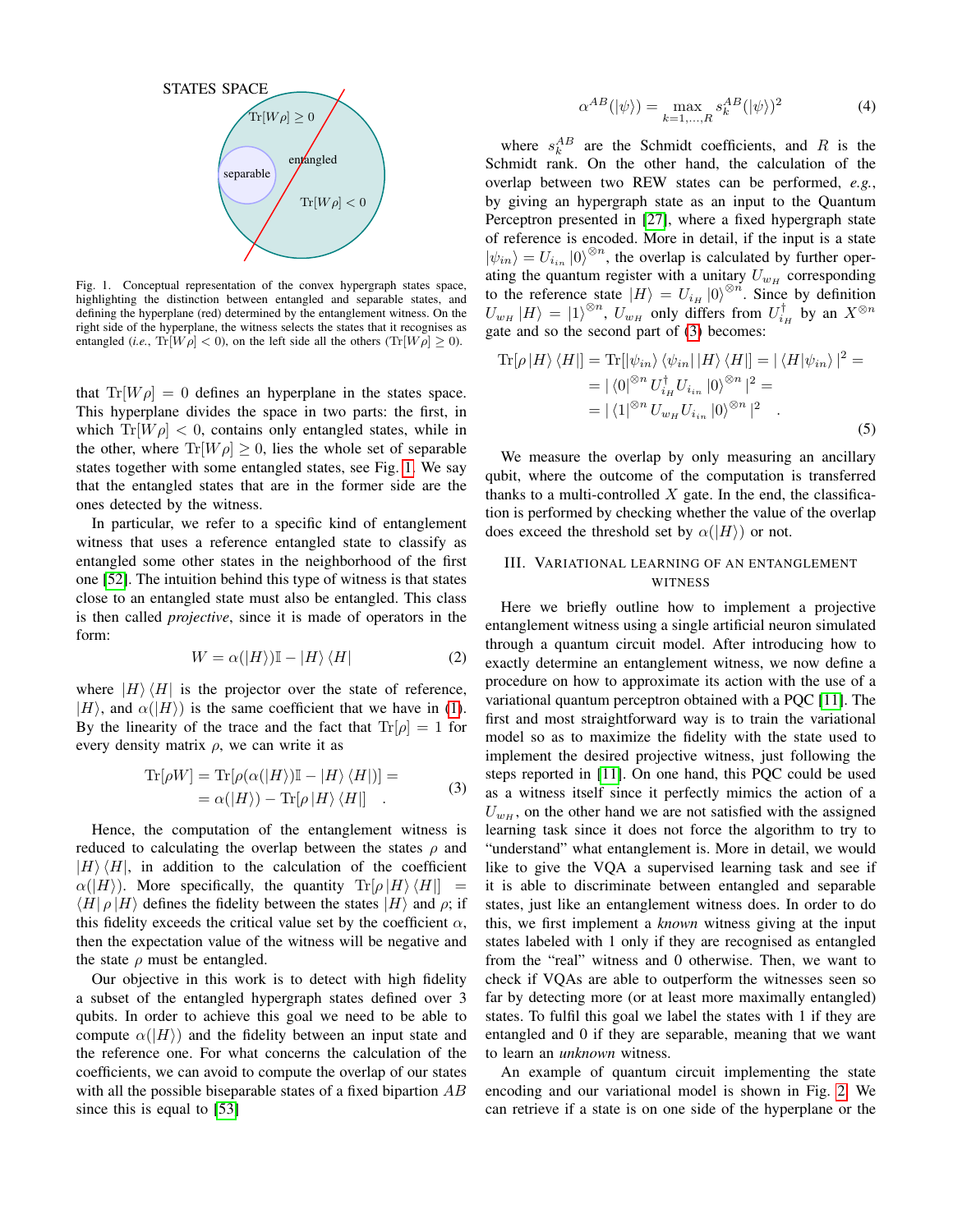STATES SPACE

$\text{Tr}[W\rho] \geq 0$

separable

entangled

$\text{Tr}[W\rho] < 0$

Fig. 1. Conceptual representation of the convex hypergraph states space, highlighting the distinction between entangled and separable states, and defining the hyperplane (red) determined by the entanglement witness. On the right side of the hyperplane, the witness selects the states that it recognises as entangled (*i.e.*, $\text{Tr}[W\rho] < 0$), on the left side all the others ($\text{Tr}[W\rho] \geq 0$).

that $\text{Tr}[W\rho] = 0$ defines an hyperplane in the states space. This hyperplane divides the space in two parts: the first, in which $\text{Tr}[W\rho] < 0$, contains only entangled states, while in the other, where $\text{Tr}[W\rho] \geq 0$, lies the whole set of separable states together with some entangled states, see Fig. 1. We say that the entangled states that are in the former side are the ones detected by the witness.

In particular, we refer to a specific kind of entanglement witness that uses a reference entangled state to classify as entangled some other states in the neighborhood of the first one [52]. The intuition behind this type of witness is that states close to an entangled state must also be entangled. This class is then called *projective*, since it is made of operators in the form:

$$W = \alpha(|H\rangle)\mathbb{I} - |H\rangle\langle H| \tag{2}$$

where $|H\rangle\langle H|$ is the projector over the state of reference, $|H\rangle$, and $\alpha(|H\rangle)$ is the same coefficient that we have in (1). By the linearity of the trace and the fact that $\text{Tr}[\rho] = 1$ for every density matrix $\rho$, we can write it as

$$\begin{aligned}\text{Tr}[\rho W] &= \text{Tr}[\rho(\alpha(|H\rangle)\mathbb{I} - |H\rangle\langle H|)] = \\ &= \alpha(|H\rangle) - \text{Tr}[\rho\,|H\rangle\langle H|] \quad .\end{aligned} \tag{3}$$

Hence, the computation of the entanglement witness is reduced to calculating the overlap between the states $\rho$ and $|H\rangle\langle H|$, in addition to the calculation of the coefficient $\alpha(|H\rangle)$. More specifically, the quantity $\text{Tr}[\rho\,|H\rangle\langle H|] = \langle H|\,\rho\,|H\rangle$ defines the fidelity between the states $|H\rangle$ and $\rho$; if this fidelity exceeds the critical value set by the coefficient $\alpha$, then the expectation value of the witness will be negative and the state $\rho$ must be entangled.

Our objective in this work is to detect with high fidelity a subset of the entangled hypergraph states defined over 3 qubits. In order to fulfil this goal we need to be able to compute $\alpha(|H\rangle)$ and the fidelity between an input state and the reference one. For what concerns the calculation of the coefficients, we can avoid to compute the overlap of our states with all the possible biseparable states of a fixed bipartion $AB$ since this is equal to [53]

$$\alpha^{AB}(|\psi\rangle) = \max_{k=1,\ldots,R} s_k^{AB}(|\psi\rangle)^2 \tag{4}$$

where $s_k^{AB}$ are the Schmidt coefficients, and $R$ is the Schmidt rank. On the other hand, the calculation of the overlap between two REW states can be performed, *e.g.*, by giving an hypergraph state as an input to the Quantum Perceptron presented in [27], where a fixed hypergraph state of reference is encoded. More in detail, if the input is a state $|\psi_{in}\rangle = U_{i_{in}}|0\rangle^{\otimes n}$, the overlap is calculated by further operating the quantum register with a unitary $U_{w_H}$ corresponding to the reference state $|H\rangle = U_{i_H}|0\rangle^{\otimes n}$. Since by definition $U_{w_H}|H\rangle = |1\rangle^{\otimes n}$, $U_{w_H}$ only differs from $U_{i_H}^{\dagger}$ by an $X^{\otimes n}$ gate and so the second part of (3) becomes:

$$\begin{aligned}\text{Tr}[\rho\,|H\rangle\langle H|] &= \text{Tr}[|\psi_{in}\rangle\langle\psi_{in}|\,|H\rangle\langle H|] = |\langle H|\psi_{in}\rangle|^2 = \\ &= |\langle 0|^{\otimes n}\,U_{i_H}^{\dagger}U_{i_{in}}\,|0\rangle^{\otimes n}|^2 = \\ &= |\langle 1|^{\otimes n}\,U_{w_H}U_{i_{in}}\,|0\rangle^{\otimes n}|^2 \quad .\end{aligned} \tag{5}$$

We measure the overlap by only measuring an ancillary qubit, where the outcome of the computation is transferred thanks to a multi-controlled $X$ gate. In the end, the classification is performed by checking whether the value of the overlap does exceed the threshold set by $\alpha(|H\rangle)$ or not.

## III. Variational Learning of an Entanglement Witness

Here we briefly outline how to implement a projective entanglement witness using a single artificial neuron simulated through a quantum circuit model. After introducing how to exactly determine an entanglement witness, we now define a procedure on how to approximate its action with the use of a variational quantum perceptron obtained with a PQC [11]. The first and most straightforward way is to train the variational model so as to maximize the fidelity with the state used to implement the desired projective witness, just following the steps reported in [11]. On one hand, this PQC could be used as a witness itself since it perfectly mimics the action of a $U_{w_H}$, on the other hand we are not satisfied with the assigned learning task since it does not force the algorithm to try to "understand" what entanglement is. More in detail, we would like to give the VQA a supervised learning task and see if it is able to discriminate between entangled and separable states, just like an entanglement witness does. In order to do this, we first implement a *known* witness giving at the input states labeled with 1 only if they are recognised as entangled from the "real" witness and 0 otherwise. Then, we want to check if VQAs are able to outperform the witnesses seen so far by detecting more (or at least more maximally entangled) states. To fulfil this goal we label the states with 1 if they are entangled and 0 if they are separable, meaning that we want to learn an *unknown* witness.

An example of quantum circuit implementing the state encoding and our variational model is shown in Fig. 2. We can retrieve if a state is on one side of the hyperplane or the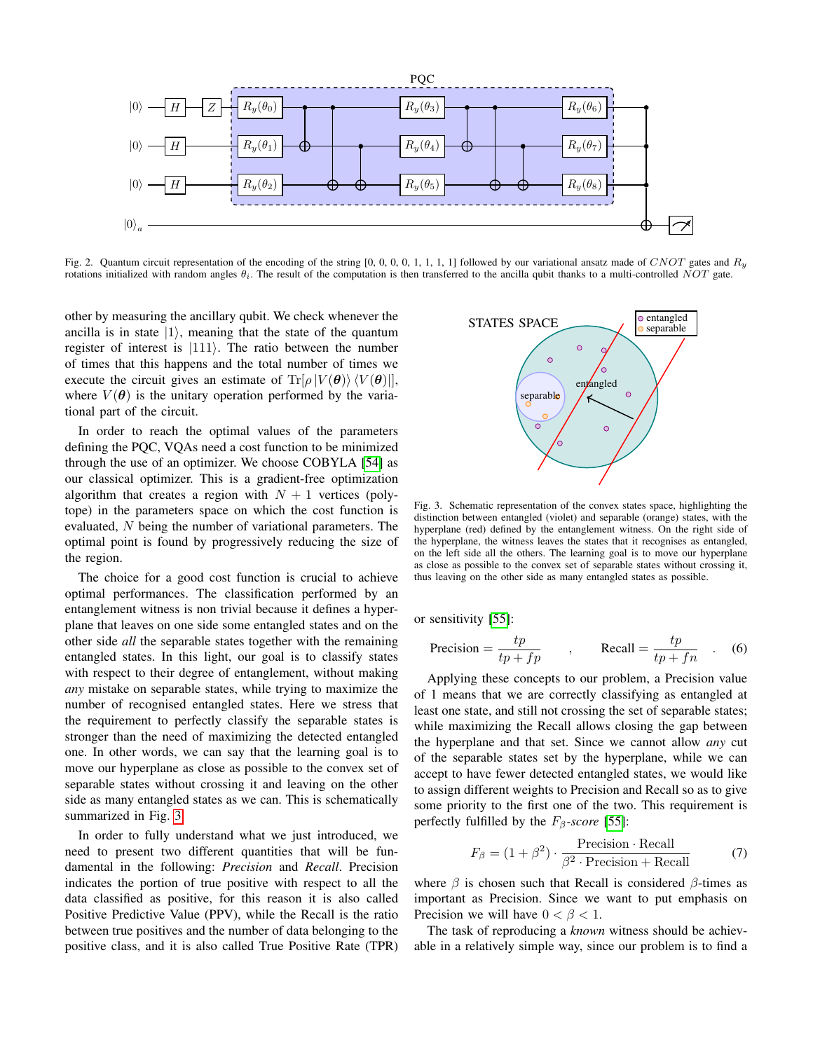Fig. 2. Quantum circuit representation of the encoding of the string [0, 0, 0, 0, 1, 1, 1, 1] followed by our variational ansatz made of $CNOT$ gates and $R_y$ rotations initialized with random angles $\theta_i$. The result of the computation is then transferred to the ancilla qubit thanks to a multi-controlled $NOT$ gate.

other by measuring the ancillary qubit. We check whenever the ancilla is in state $|1\rangle$, meaning that the state of the quantum register of interest is $|111\rangle$. The ratio between the number of times that this happens and the total number of times we execute the circuit gives an estimate of $\mathrm{Tr}[\rho\,|V(\boldsymbol{\theta})\rangle\langle V(\boldsymbol{\theta})|]$, where $V(\boldsymbol{\theta})$ is the unitary operation performed by the variational part of the circuit.

In order to reach the optimal values of the parameters defining the PQC, VQAs need a cost function to be minimized through the use of an optimizer. We choose COBYLA [54] as our classical optimizer. This is a gradient-free optimization algorithm that creates a region with $N+1$ vertices (polytope) in the parameters space on which the cost function is evaluated, $N$ being the number of variational parameters. The optimal point is found by progressively reducing the size of the region.

The choice for a good cost function is crucial to achieve optimal performances. The classification performed by an entanglement witness is non trivial because it defines a hyperplane that leaves on one side some entangled states and on the other side *all* the separable states together with the remaining entangled states. In this light, our goal is to classify states with respect to their degree of entanglement, without making *any* mistake on separable states, while trying to maximize the number of recognised entangled states. Here we stress that the requirement to perfectly classify the separable states is stronger than the need of maximizing the detected entangled one. In other words, we can say that the learning goal is to move our hyperplane as close as possible to the convex set of separable states without crossing it and leaving on the other side as many entangled states as we can. This is schematically summarized in Fig. 3.

In order to fully understand what we just introduced, we need to present two different quantities that will be fundamental in the following: *Precision* and *Recall*. Precision indicates the portion of true positive with respect to all the data classified as positive, for this reason it is also called Positive Predictive Value (PPV), while the Recall is the ratio between true positives and the number of data belonging to the positive class, and it is also called True Positive Rate (TPR) or sensitivity [55]:

Fig. 3. Schematic representation of the convex states space, highlighting the distinction between entangled (violet) and separable (orange) states, with the hyperplane (red) defined by the entanglement witness. On the right side of the hyperplane, the witness leaves the states that it recognises as entangled, on the left side all the others. The learning goal is to move our hyperplane as close as possible to the convex set of separable states without crossing it, thus leaving on the other side as many entangled states as possible.

$$\text{Precision} = \frac{tp}{tp+fp} \qquad , \qquad \text{Recall} = \frac{tp}{tp+fn} \quad . \tag{6}$$

Applying these concepts to our problem, a Precision value of 1 means that we are correctly classifying as entangled at least one state, and still not crossing the set of separable states; while maximizing the Recall allows closing the gap between the hyperplane and that set. Since we cannot allow *any* cut of the separable states set by the hyperplane, while we can accept to have fewer detected entangled states, we would like to assign different weights to Precision and Recall so as to give some priority to the first one of the two. This requirement is perfectly fulfilled by the $F_\beta$*-score* [55]:

$$F_\beta = (1+\beta^2)\cdot\frac{\text{Precision}\cdot\text{Recall}}{\beta^2\cdot\text{Precision}+\text{Recall}} \tag{7}$$

where $\beta$ is chosen such that Recall is considered $\beta$-times as important as Precision. Since we want to put emphasis on Precision we will have $0<\beta<1$.

The task of reproducing a *known* witness should be achievable in a relatively simple way, since our problem is to find a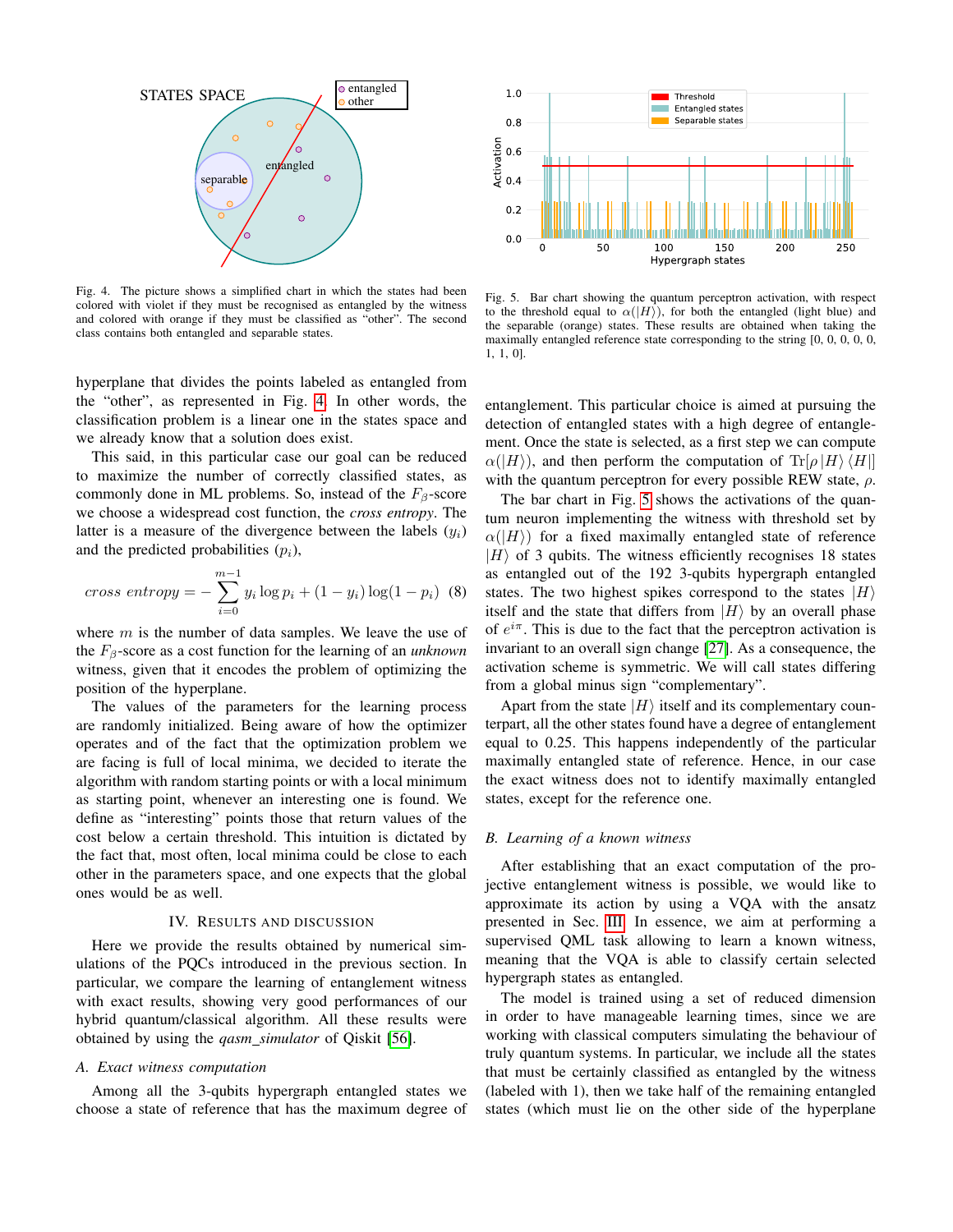Fig. 4. The picture shows a simplified chart in which the states had been colored with violet if they must be recognised as entangled by the witness and colored with orange if they must be classified as "other". The second class contains both entangled and separable states.

hyperplane that divides the points labeled as entangled from the "other", as represented in Fig. 4. In other words, the classification problem is a linear one in the states space and we already know that a solution does exist.

This said, in this particular case our goal can be reduced to maximize the number of correctly classified states, as commonly done in ML problems. So, instead of the $F_\beta$-score we choose a widespread cost function, the *cross entropy*. The latter is a measure of the divergence between the labels ($y_i$) and the predicted probabilities ($p_i$),

$$\textit{cross entropy} = -\sum_{i=0}^{m-1} y_i \log p_i + (1-y_i)\log(1-p_i) \quad (8)$$

where $m$ is the number of data samples. We leave the use of the $F_\beta$-score as a cost function for the learning of an *unknown* witness, given that it encodes the problem of optimizing the position of the hyperplane.

The values of the parameters for the learning process are randomly initialized. Being aware of how the optimizer operates and of the fact that the optimization problem we are facing is full of local minima, we decided to iterate the algorithm with random starting points or with a local minimum as starting point, whenever an interesting one is found. We define as "interesting" points those that return values of the cost below a certain threshold. This intuition is dictated by the fact that, most often, local minima could be close to each other in the parameters space, and one expects that the global ones would be as well.

## IV. Results and Discussion

Here we provide the results obtained by numerical simulations of the PQCs introduced in the previous section. In particular, we compare the learning of entanglement witness with exact results, showing very good performances of our hybrid quantum/classical algorithm. All these results were obtained by using the *qasm_simulator* of Qiskit [56].

### A. Exact witness computation

Among all the 3-qubits hypergraph entangled states we choose a state of reference that has the maximum degree of entanglement. This particular choice is aimed at pursuing the detection of entangled states with a high degree of entanglement. Once the state is selected, as a first step we can compute $\alpha(|H\rangle)$, and then perform the computation of $\mathrm{Tr}[\rho\,|H\rangle\langle H|]$ with the quantum perceptron for every possible REW state, $\rho$.

Fig. 5. Bar chart showing the quantum perceptron activation, with respect to the threshold equal to $\alpha(|H\rangle)$, for both the entangled (light blue) and the separable (orange) states. These results are obtained when taking the maximally entangled reference state corresponding to the string [0, 0, 0, 0, 0, 1, 1, 0].

The bar chart in Fig. 5 shows the activations of the quantum neuron implementing the witness with threshold set by $\alpha(|H\rangle)$ for a fixed maximally entangled state of reference $|H\rangle$ of 3 qubits. The witness efficiently recognises 18 states as entangled out of the 192 3-qubits hypergraph entangled states. The two highest spikes correspond to the states $|H\rangle$ itself and the state that differs from $|H\rangle$ by an overall phase of $e^{i\pi}$. This is due to the fact that the perceptron activation is invariant to an overall sign change [27]. As a consequence, the activation scheme is symmetric. We will call states differing from a global minus sign "complementary".

Apart from the state $|H\rangle$ itself and its complementary counterpart, all the other states found have a degree of entanglement equal to 0.25. This happens independently of the particular maximally entangled state of reference. Hence, in our case the exact witness does not to identify maximally entangled states, except for the reference one.

### B. Learning of a known witness

After establishing that an exact computation of the projective entanglement witness is possible, we would like to approximate its action by using a VQA with the ansatz presented in Sec. III. In essence, we aim at performing a supervised QML task allowing to learn a known witness, meaning that the VQA is able to classify certain selected hypergraph states as entangled.

The model is trained using a set of reduced dimension in order to have manageable learning times, since we are working with classical computers simulating the behaviour of truly quantum systems. In particular, we include all the states that must be certainly classified as entangled by the witness (labeled with 1), then we take half of the remaining entangled states (which must lie on the other side of the hyperplane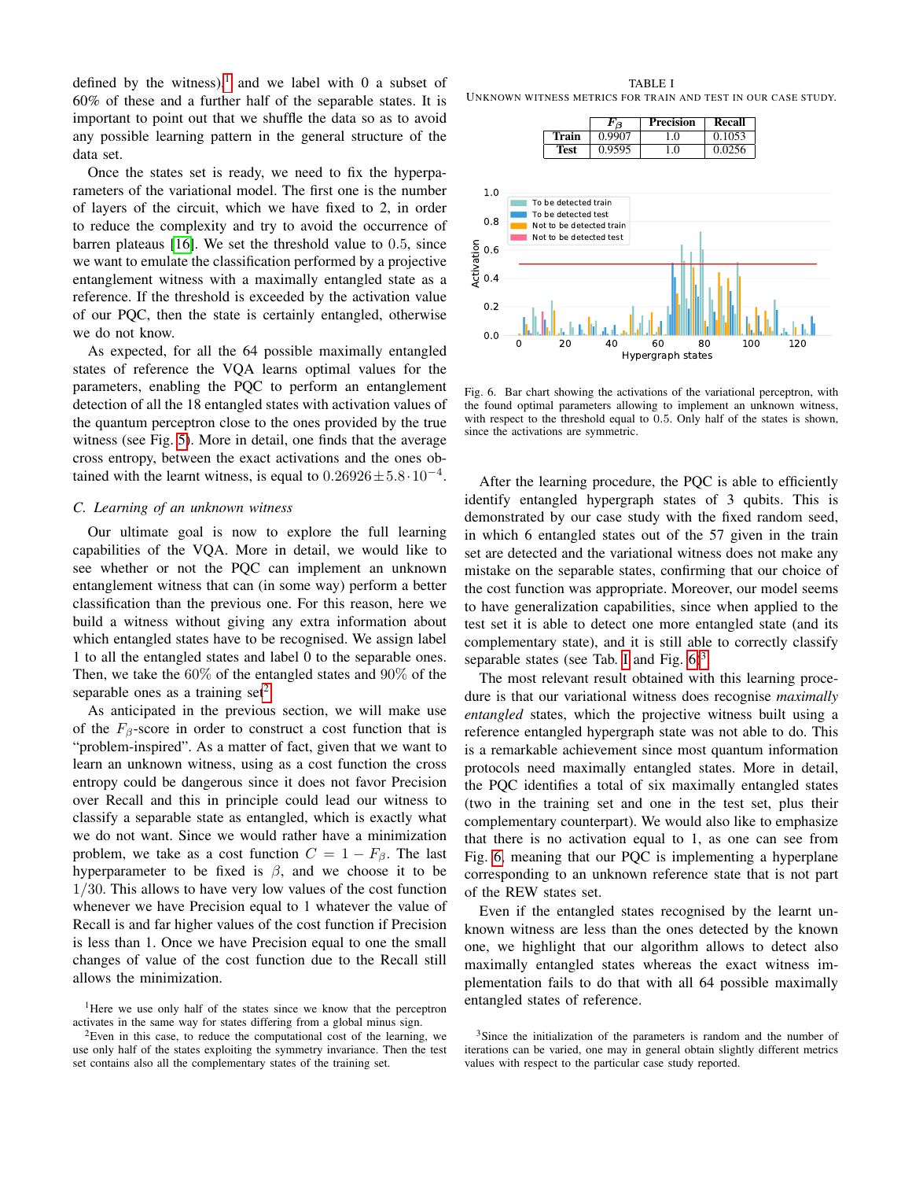defined by the witness).[1] and we label with 0 a subset of 60% of these and a further half of the separable states. It is important to point out that we shuffle the data so as to avoid any possible learning pattern in the general structure of the data set.

Once the states set is ready, we need to fix the hyperparameters of the variational model. The first one is the number of layers of the circuit, which we have fixed to 2, in order to reduce the complexity and try to avoid the occurrence of barren plateaus [16]. We set the threshold value to 0.5, since we want to emulate the classification performed by a projective entanglement witness with a maximally entangled state as a reference. If the threshold is exceeded by the activation value of our PQC, then the state is certainly entangled, otherwise we do not know.

As expected, for all the 64 possible maximally entangled states of reference the VQA learns optimal values for the parameters, enabling the PQC to perform an entanglement detection of all the 18 entangled states with activation values of the quantum perceptron close to the ones provided by the true witness (see Fig. 5). More in detail, one finds that the average cross entropy, between the exact activations and the ones obtained with the learnt witness, is equal to $0.26926 \pm 5.8 \cdot 10^{-4}$.

### C. Learning of an unknown witness

Our ultimate goal is now to explore the full learning capabilities of the VQA. More in detail, we would like to see whether or not the PQC can implement an unknown entanglement witness that can (in some way) perform a better classification than the previous one. For this reason, here we build a witness without giving any extra information about which entangled states have to be recognised. We assign label 1 to all the entangled states and label 0 to the separable ones. Then, we take the 60% of the entangled states and 90% of the separable ones as a training set[2].

As anticipated in the previous section, we will make use of the $F_\beta$-score in order to construct a cost function that is "problem-inspired". As a matter of fact, given that we want to learn an unknown witness, using as a cost function the cross entropy could be dangerous since it does not favor Precision over Recall and this in principle could lead our witness to classify a separable state as entangled, which is exactly what we do not want. Since we would rather have a minimization problem, we take as a cost function $C = 1 - F_\beta$. The last hyperparameter to be fixed is $\beta$, and we choose it to be $1/30$. This allows to have very low values of the cost function whenever we have Precision equal to 1 whatever the value of Recall is and far higher values of the cost function if Precision is less than 1. Once we have Precision equal to one the small changes of value of the cost function due to the Recall still allows the minimization.

TABLE I
UNKNOWN WITNESS METRICS FOR TRAIN AND TEST IN OUR CASE STUDY.

| | $F_\beta$ | Precision | Recall |
|---|---|---|---|
| **Train** | 0.9907 | 1.0 | 0.1053 |
| **Test** | 0.9595 | 1.0 | 0.0256 |

Fig. 6. Bar chart showing the activations of the variational perceptron, with the found optimal parameters allowing to implement an unknown witness, with respect to the threshold equal to 0.5. Only half of the states is shown, since the activations are symmetric.

After the learning procedure, the PQC is able to efficiently identify entangled hypergraph states of 3 qubits. This is demonstrated by our case study with the fixed random seed, in which 6 entangled states out of the 57 given in the train set are detected and the variational witness does not make any mistake on the separable states, confirming that our choice of the cost function was appropriate. Moreover, our model seems to have generalization capabilities, since when applied to the test set it is able to detect one more entangled state (and its complementary state), and it is still able to correctly classify separable states (see Tab. I and Fig. 6)[3].

The most relevant result obtained with this learning procedure is that our variational witness does recognise *maximally entangled* states, which the projective witness built using a reference entangled hypergraph state was not able to do. This is a remarkable achievement since most quantum information protocols need maximally entangled states. More in detail, the PQC identifies a total of six maximally entangled states (two in the training set and one in the test set, plus their complementary counterpart). We would also like to emphasize that there is no activation equal to 1, as one can see from Fig. 6, meaning that our PQC is implementing a hyperplane corresponding to an unknown reference state that is not part of the REW states set.

Even if the entangled states recognised by the learnt unknown witness are less than the ones detected by the known one, we highlight that our algorithm allows to detect also maximally entangled states whereas the exact witness implementation fails to do that with all 64 possible maximally entangled states of reference.

[1] Here we use only half of the states since we know that the perceptron activates in the same way for states differing from a global minus sign.

[2] Even in this case, to reduce the computational cost of the learning, we use only half of the states exploiting the symmetry invariance. Then the test set contains also all the complementary states of the training set.

[3] Since the initialization of the parameters is random and the number of iterations can be varied, one may in general obtain slightly different metrics values with respect to the particular case study reported.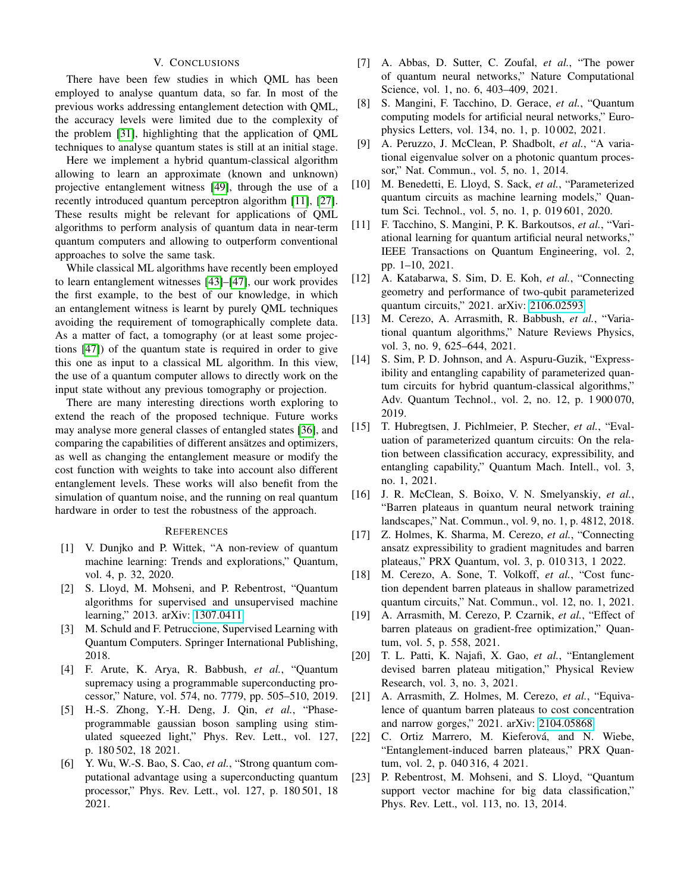## V. Conclusions

There have been few studies in which QML has been employed to analyse quantum data, so far. In most of the previous works addressing entanglement detection with QML, the accuracy levels were limited due to the complexity of the problem [31], highlighting that the application of QML techniques to analyse quantum states is still at an initial stage.

Here we implement a hybrid quantum-classical algorithm allowing to learn an approximate (known and unknown) projective entanglement witness [49], through the use of a recently introduced quantum perceptron algorithm [11], [27]. These results might be relevant for applications of QML algorithms to perform analysis of quantum data in near-term quantum computers and allowing to outperform conventional approaches to solve the same task.

While classical ML algorithms have recently been employed to learn entanglement witnesses [43]–[47], our work provides the first example, to the best of our knowledge, in which an entanglement witness is learnt by purely QML techniques avoiding the requirement of tomographically complete data. As a matter of fact, a tomography (or at least some projections [47]) of the quantum state is required in order to give this one as input to a classical ML algorithm. In this view, the use of a quantum computer allows to directly work on the input state without any previous tomography or projection.

There are many interesting directions worth exploring to extend the reach of the proposed technique. Future works may analyse more general classes of entangled states [36], and comparing the capabilities of different ansätzes and optimizers, as well as changing the entanglement measure or modify the cost function with weights to take into account also different entanglement levels. These works will also benefit from the simulation of quantum noise, and the running on real quantum hardware in order to test the robustness of the approach.

## References

[1] V. Dunjko and P. Wittek, "A non-review of quantum machine learning: Trends and explorations," Quantum, vol. 4, p. 32, 2020.

[2] S. Lloyd, M. Mohseni, and P. Rebentrost, "Quantum algorithms for supervised and unsupervised machine learning," 2013. arXiv: 1307.0411

[3] M. Schuld and F. Petruccione, Supervised Learning with Quantum Computers. Springer International Publishing, 2018.

[4] F. Arute, K. Arya, R. Babbush, *et al.*, "Quantum supremacy using a programmable superconducting processor," Nature, vol. 574, no. 7779, pp. 505–510, 2019.

[5] H.-S. Zhong, Y.-H. Deng, J. Qin, *et al.*, "Phase-programmable gaussian boson sampling using stimulated squeezed light," Phys. Rev. Lett., vol. 127, p. 180 502, 18 2021.

[6] Y. Wu, W.-S. Bao, S. Cao, *et al.*, "Strong quantum computational advantage using a superconducting quantum processor," Phys. Rev. Lett., vol. 127, p. 180 501, 18 2021.

[7] A. Abbas, D. Sutter, C. Zoufal, *et al.*, "The power of quantum neural networks," Nature Computational Science, vol. 1, no. 6, 403–409, 2021.

[8] S. Mangini, F. Tacchino, D. Gerace, *et al.*, "Quantum computing models for artificial neural networks," Europhysics Letters, vol. 134, no. 1, p. 10 002, 2021.

[9] A. Peruzzo, J. McClean, P. Shadbolt, *et al.*, "A variational eigenvalue solver on a photonic quantum processor," Nat. Commun., vol. 5, no. 1, 2014.

[10] M. Benedetti, E. Lloyd, S. Sack, *et al.*, "Parameterized quantum circuits as machine learning models," Quantum Sci. Technol., vol. 5, no. 1, p. 019 601, 2020.

[11] F. Tacchino, S. Mangini, P. K. Barkoutsos, *et al.*, "Variational learning for quantum artificial neural networks," IEEE Transactions on Quantum Engineering, vol. 2, pp. 1–10, 2021.

[12] A. Katabarwa, S. Sim, D. E. Koh, *et al.*, "Connecting geometry and performance of two-qubit parameterized quantum circuits," 2021. arXiv: 2106.02593

[13] M. Cerezo, A. Arrasmith, R. Babbush, *et al.*, "Variational quantum algorithms," Nature Reviews Physics, vol. 3, no. 9, 625–644, 2021.

[14] S. Sim, P. D. Johnson, and A. Aspuru-Guzik, "Expressibility and entangling capability of parameterized quantum circuits for hybrid quantum-classical algorithms," Adv. Quantum Technol., vol. 2, no. 12, p. 1 900 070, 2019.

[15] T. Hubregtsen, J. Pichlmeier, P. Stecher, *et al.*, "Evaluation of parameterized quantum circuits: On the relation between classification accuracy, expressibility, and entangling capability," Quantum Mach. Intell., vol. 3, no. 1, 2021.

[16] J. R. McClean, S. Boixo, V. N. Smelyanskiy, *et al.*, "Barren plateaus in quantum neural network training landscapes," Nat. Commun., vol. 9, no. 1, p. 4812, 2018.

[17] Z. Holmes, K. Sharma, M. Cerezo, *et al.*, "Connecting ansatz expressibility to gradient magnitudes and barren plateaus," PRX Quantum, vol. 3, p. 010 313, 1 2022.

[18] M. Cerezo, A. Sone, T. Volkoff, *et al.*, "Cost function dependent barren plateaus in shallow parametrized quantum circuits," Nat. Commun., vol. 12, no. 1, 2021.

[19] A. Arrasmith, M. Cerezo, P. Czarnik, *et al.*, "Effect of barren plateaus on gradient-free optimization," Quantum, vol. 5, p. 558, 2021.

[20] T. L. Patti, K. Najafi, X. Gao, *et al.*, "Entanglement devised barren plateau mitigation," Physical Review Research, vol. 3, no. 3, 2021.

[21] A. Arrasmith, Z. Holmes, M. Cerezo, *et al.*, "Equivalence of quantum barren plateaus to cost concentration and narrow gorges," 2021. arXiv: 2104.05868

[22] C. Ortiz Marrero, M. Kieferová, and N. Wiebe, "Entanglement-induced barren plateaus," PRX Quantum, vol. 2, p. 040 316, 4 2021.

[23] P. Rebentrost, M. Mohseni, and S. Lloyd, "Quantum support vector machine for big data classification," Phys. Rev. Lett., vol. 113, no. 13, 2014.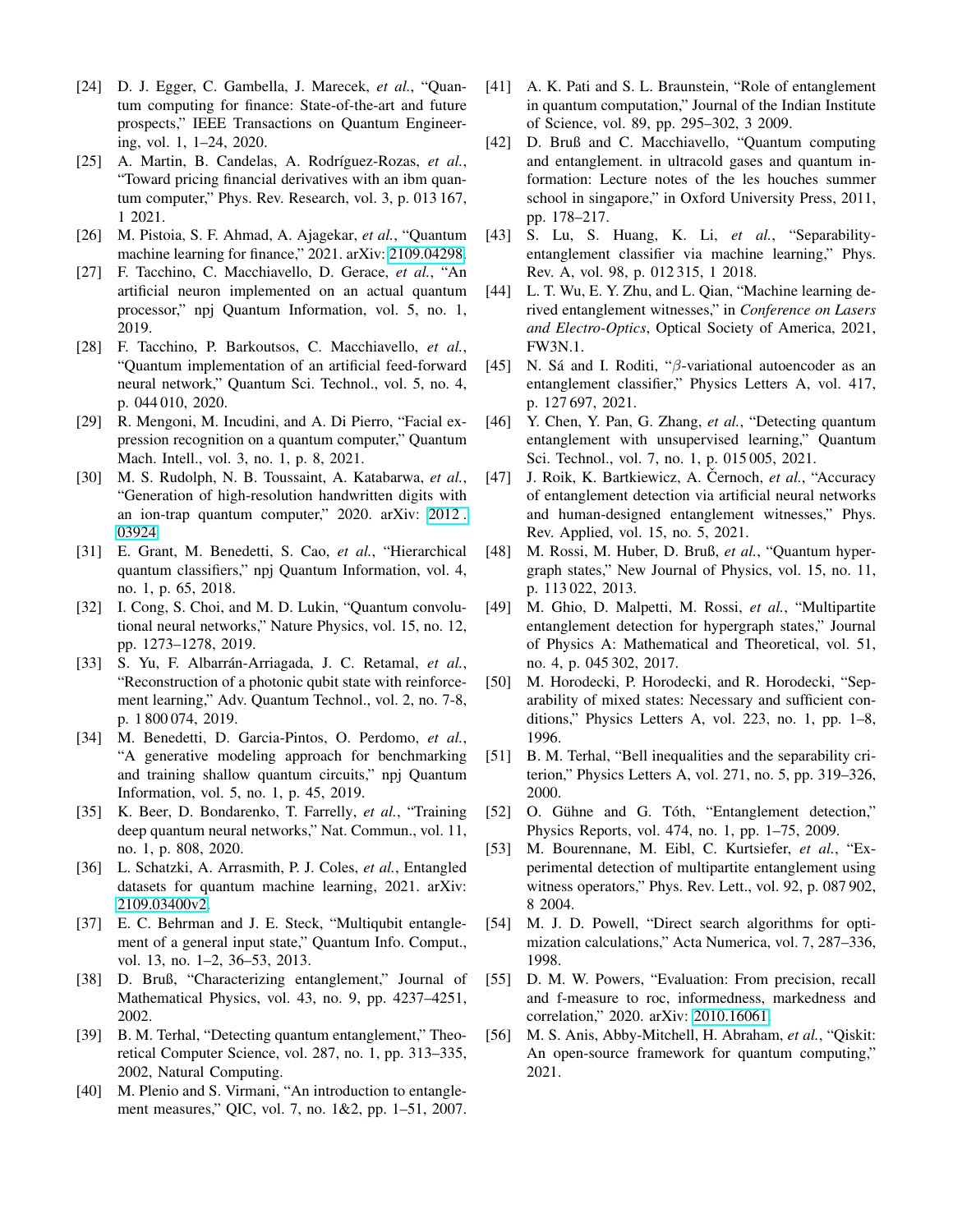[24] D. J. Egger, C. Gambella, J. Marecek, *et al.*, "Quantum computing for finance: State-of-the-art and future prospects," IEEE Transactions on Quantum Engineering, vol. 1, 1–24, 2020.

[25] A. Martin, B. Candelas, A. Rodríguez-Rozas, *et al.*, "Toward pricing financial derivatives with an ibm quantum computer," Phys. Rev. Research, vol. 3, p. 013 167, 1 2021.

[26] M. Pistoia, S. F. Ahmad, A. Ajagekar, *et al.*, "Quantum machine learning for finance," 2021. arXiv: 2109.04298.

[27] F. Tacchino, C. Macchiavello, D. Gerace, *et al.*, "An artificial neuron implemented on an actual quantum processor," npj Quantum Information, vol. 5, no. 1, 2019.

[28] F. Tacchino, P. Barkoutsos, C. Macchiavello, *et al.*, "Quantum implementation of an artificial feed-forward neural network," Quantum Sci. Technol., vol. 5, no. 4, p. 044 010, 2020.

[29] R. Mengoni, M. Incudini, and A. Di Pierro, "Facial expression recognition on a quantum computer," Quantum Mach. Intell., vol. 3, no. 1, p. 8, 2021.

[30] M. S. Rudolph, N. B. Toussaint, A. Katabarwa, *et al.*, "Generation of high-resolution handwritten digits with an ion-trap quantum computer," 2020. arXiv: 2012.03924.

[31] E. Grant, M. Benedetti, S. Cao, *et al.*, "Hierarchical quantum classifiers," npj Quantum Information, vol. 4, no. 1, p. 65, 2018.

[32] I. Cong, S. Choi, and M. D. Lukin, "Quantum convolutional neural networks," Nature Physics, vol. 15, no. 12, pp. 1273–1278, 2019.

[33] S. Yu, F. Albarrán-Arriagada, J. C. Retamal, *et al.*, "Reconstruction of a photonic qubit state with reinforcement learning," Adv. Quantum Technol., vol. 2, no. 7-8, p. 1 800 074, 2019.

[34] M. Benedetti, D. Garcia-Pintos, O. Perdomo, *et al.*, "A generative modeling approach for benchmarking and training shallow quantum circuits," npj Quantum Information, vol. 5, no. 1, p. 45, 2019.

[35] K. Beer, D. Bondarenko, T. Farrelly, *et al.*, "Training deep quantum neural networks," Nat. Commun., vol. 11, no. 1, p. 808, 2020.

[36] L. Schatzki, A. Arrasmith, P. J. Coles, *et al.*, Entangled datasets for quantum machine learning, 2021. arXiv: 2109.03400v2.

[37] E. C. Behrman and J. E. Steck, "Multiqubit entanglement of a general input state," Quantum Info. Comput., vol. 13, no. 1–2, 36–53, 2013.

[38] D. Bruß, "Characterizing entanglement," Journal of Mathematical Physics, vol. 43, no. 9, pp. 4237–4251, 2002.

[39] B. M. Terhal, "Detecting quantum entanglement," Theoretical Computer Science, vol. 287, no. 1, pp. 313–335, 2002, Natural Computing.

[40] M. Plenio and S. Virmani, "An introduction to entanglement measures," QIC, vol. 7, no. 1&2, pp. 1–51, 2007.

[41] A. K. Pati and S. L. Braunstein, "Role of entanglement in quantum computation," Journal of the Indian Institute of Science, vol. 89, pp. 295–302, 3 2009.

[42] D. Bruß and C. Macchiavello, "Quantum computing and entanglement. in ultracold gases and quantum information: Lecture notes of the les houches summer school in singapore," in Oxford University Press, 2011, pp. 178–217.

[43] S. Lu, S. Huang, K. Li, *et al.*, "Separability-entanglement classifier via machine learning," Phys. Rev. A, vol. 98, p. 012 315, 1 2018.

[44] L. T. Wu, E. Y. Zhu, and L. Qian, "Machine learning derived entanglement witnesses," in *Conference on Lasers and Electro-Optics*, Optical Society of America, 2021, FW3N.1.

[45] N. Sá and I. Roditi, "$\beta$-variational autoencoder as an entanglement classifier," Physics Letters A, vol. 417, p. 127 697, 2021.

[46] Y. Chen, Y. Pan, G. Zhang, *et al.*, "Detecting quantum entanglement with unsupervised learning," Quantum Sci. Technol., vol. 7, no. 1, p. 015 005, 2021.

[47] J. Roik, K. Bartkiewicz, A. Černoch, *et al.*, "Accuracy of entanglement detection via artificial neural networks and human-designed entanglement witnesses," Phys. Rev. Applied, vol. 15, no. 5, 2021.

[48] M. Rossi, M. Huber, D. Bruß, *et al.*, "Quantum hypergraph states," New Journal of Physics, vol. 15, no. 11, p. 113 022, 2013.

[49] M. Ghio, D. Malpetti, M. Rossi, *et al.*, "Multipartite entanglement detection for hypergraph states," Journal of Physics A: Mathematical and Theoretical, vol. 51, no. 4, p. 045 302, 2017.

[50] M. Horodecki, P. Horodecki, and R. Horodecki, "Separability of mixed states: Necessary and sufficient conditions," Physics Letters A, vol. 223, no. 1, pp. 1–8, 1996.

[51] B. M. Terhal, "Bell inequalities and the separability criterion," Physics Letters A, vol. 271, no. 5, pp. 319–326, 2000.

[52] O. Gühne and G. Tóth, "Entanglement detection," Physics Reports, vol. 474, no. 1, pp. 1–75, 2009.

[53] M. Bourennane, M. Eibl, C. Kurtsiefer, *et al.*, "Experimental detection of multipartite entanglement using witness operators," Phys. Rev. Lett., vol. 92, p. 087 902, 8 2004.

[54] M. J. D. Powell, "Direct search algorithms for optimization calculations," Acta Numerica, vol. 7, 287–336, 1998.

[55] D. M. W. Powers, "Evaluation: From precision, recall and f-measure to roc, informedness, markedness and correlation," 2020. arXiv: 2010.16061.

[56] M. S. Anis, Abby-Mitchell, H. Abraham, *et al.*, "Qiskit: An open-source framework for quantum computing," 2021.